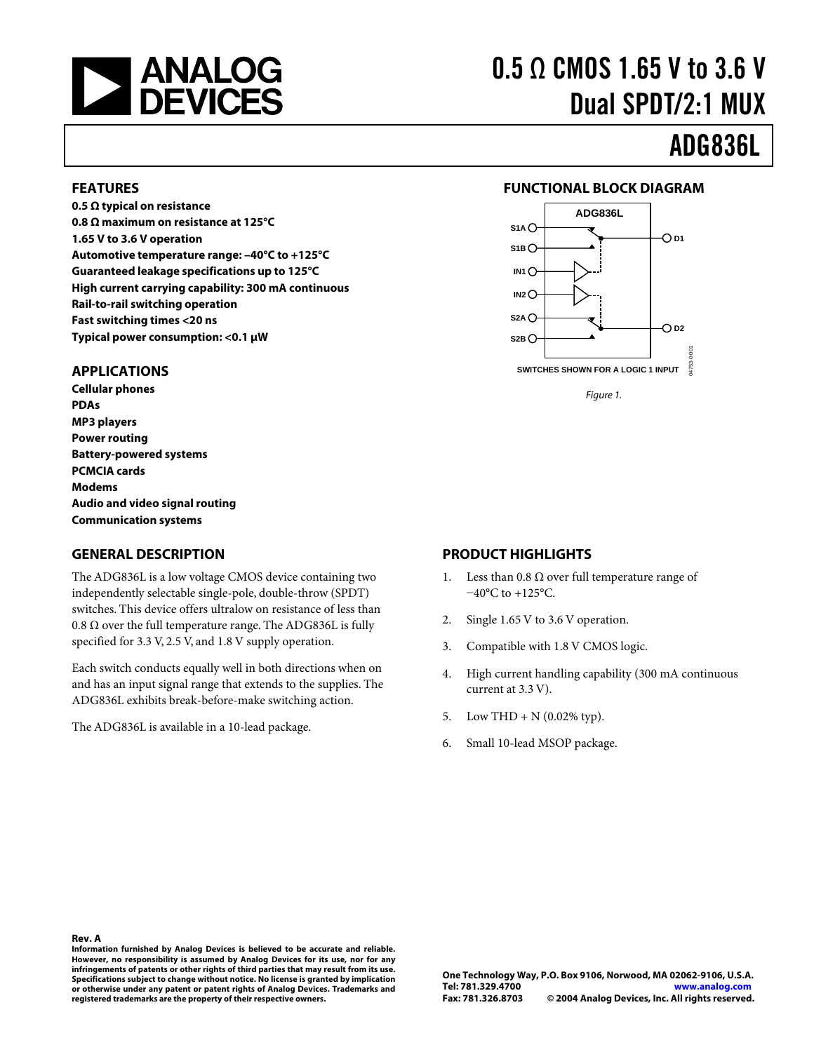# 0.5 Ω CMOS 1.65 V to 3.6 V Dual SPDT/2:1 MUX

# ADG836L

## FEATURES

**0.5 Ω typical on resistance**
**0.8 Ω maximum on resistance at 125°C**
**1.65 V to 3.6 V operation**
**Automotive temperature range: –40°C to +125°C**
**Guaranteed leakage specifications up to 125°C**
**High current carrying capability: 300 mA continuous**
**Rail-to-rail switching operation**
**Fast switching times <20 ns**
**Typical power consumption: <0.1 µW**

## APPLICATIONS

**Cellular phones**
**PDAs**
**MP3 players**
**Power routing**
**Battery-powered systems**
**PCMCIA cards**
**Modems**
**Audio and video signal routing**
**Communication systems**

## FUNCTIONAL BLOCK DIAGRAM

SWITCHES SHOWN FOR A LOGIC 1 INPUT

*Figure 1.*

## GENERAL DESCRIPTION

The ADG836L is a low voltage CMOS device containing two independently selectable single-pole, double-throw (SPDT) switches. This device offers ultralow on resistance of less than 0.8 Ω over the full temperature range. The ADG836L is fully specified for 3.3 V, 2.5 V, and 1.8 V supply operation.

Each switch conducts equally well in both directions when on and has an input signal range that extends to the supplies. The ADG836L exhibits break-before-make switching action.

The ADG836L is available in a 10-lead package.

## PRODUCT HIGHLIGHTS

1. Less than 0.8 Ω over full temperature range of −40°C to +125°C.
2. Single 1.65 V to 3.6 V operation.
3. Compatible with 1.8 V CMOS logic.
4. High current handling capability (300 mA continuous current at 3.3 V).
5. Low THD + N (0.02% typ).
6. Small 10-lead MSOP package.

**Rev. A**
**Information furnished by Analog Devices is believed to be accurate and reliable. However, no responsibility is assumed by Analog Devices for its use, nor for any infringements of patents or other rights of third parties that may result from its use. Specifications subject to change without notice. No license is granted by implication or otherwise under any patent or patent rights of Analog Devices. Trademarks and registered trademarks are the property of their respective owners.**

**One Technology Way, P.O. Box 9106, Norwood, MA 02062-9106, U.S.A.**
**Tel: 781.329.4700 www.analog.com**
**Fax: 781.326.8703 © 2004 Analog Devices, Inc. All rights reserved.**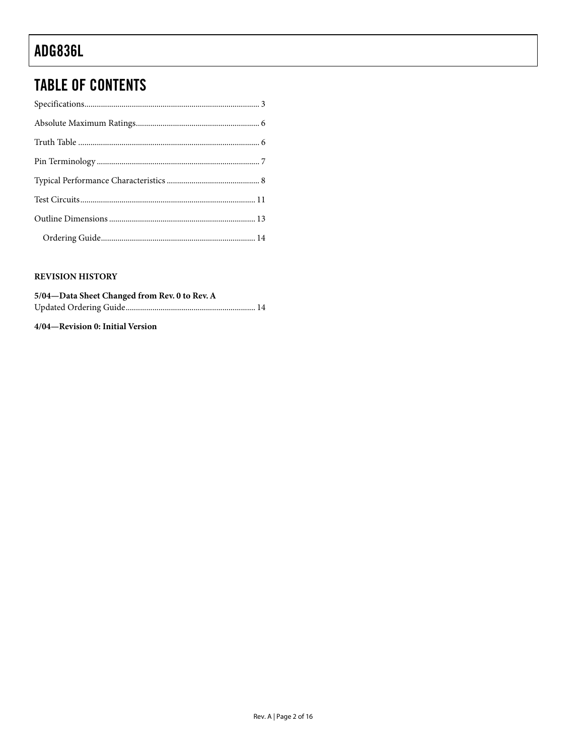## TABLE OF CONTENTS

Specifications .................................................................................... 3

Absolute Maximum Ratings........................................................... 6

Truth Table ....................................................................................... 6

Pin Terminology .............................................................................. 7

Typical Performance Characteristics ............................................ 8

Test Circuits .................................................................................... 11

Outline Dimensions ...................................................................... 13

  Ordering Guide .......................................................................... 14

### REVISION HISTORY

**5/04—Data Sheet Changed from Rev. 0 to Rev. A**

Updated Ordering Guide.............................................................. 14

**4/04—Revision 0: Initial Version**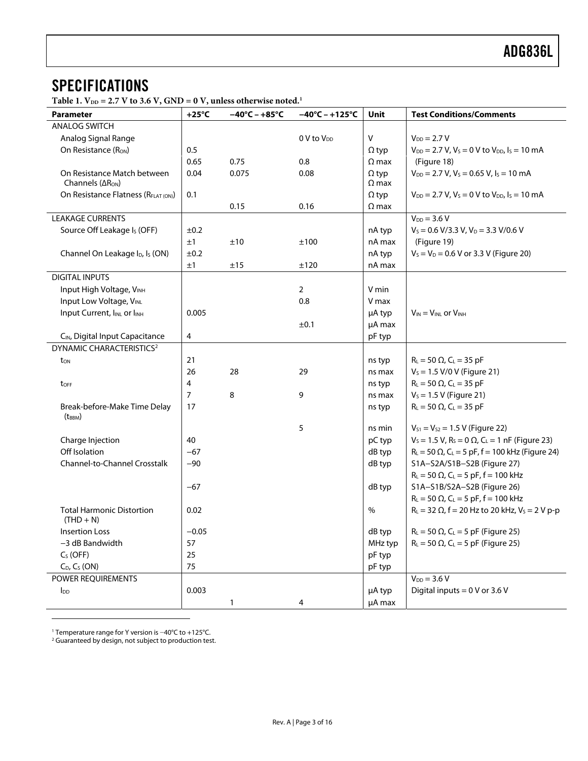# SPECIFICATIONS

**Table 1. $V_{DD}$ = 2.7 V to 3.6 V, GND = 0 V, unless otherwise noted.[1]**

| Parameter | +25°C | −40°C – +85°C | −40°C – +125°C | Unit | Test Conditions/Comments |
|---|---|---|---|---|---|
| ANALOG SWITCH | | | | | |
| Analog Signal Range | | | 0 V to $V_{DD}$ | V | $V_{DD}$ = 2.7 V |
| On Resistance ($R_{ON}$) | 0.5 | | | Ω typ | $V_{DD}$ = 2.7 V, $V_S$ = 0 V to $V_{DD}$, $I_S$ = 10 mA |
| | 0.65 | 0.75 | 0.8 | Ω max | (Figure 18) |
| On Resistance Match between Channels ($\Delta R_{ON}$) | 0.04 | 0.075 | 0.08 | Ω typ Ω max | $V_{DD}$ = 2.7 V, $V_S$ = 0.65 V, $I_S$ = 10 mA |
| On Resistance Flatness ($R_{FLAT(ON)}$) | 0.1 | | | Ω typ | $V_{DD}$ = 2.7 V, $V_S$ = 0 V to $V_{DD}$, $I_S$ = 10 mA |
| | | 0.15 | 0.16 | Ω max | |
| LEAKAGE CURRENTS | | | | | $V_{DD}$ = 3.6 V |
| Source Off Leakage $I_S$ (OFF) | ±0.2 | | | nA typ | $V_S$ = 0.6 V/3.3 V, $V_D$ = 3.3 V/0.6 V |
| | ±1 | ±10 | ±100 | nA max | (Figure 19) |
| Channel On Leakage $I_D$, $I_S$ (ON) | ±0.2 | | | nA typ | $V_S$ = $V_D$ = 0.6 V or 3.3 V (Figure 20) |
| | ±1 | ±15 | ±120 | nA max | |
| DIGITAL INPUTS | | | | | |
| Input High Voltage, $V_{INH}$ | | | 2 | V min | |
| Input Low Voltage, $V_{INL}$ | | | 0.8 | V max | |
| Input Current, $I_{INL}$ or $I_{INH}$ | 0.005 | | | μA typ | $V_{IN}$ = $V_{INL}$ or $V_{INH}$ |
| | | | ±0.1 | μA max | |
| $C_{IN}$, Digital Input Capacitance | 4 | | | pF typ | |
| DYNAMIC CHARACTERISTICS[2] | | | | | |
| $t_{ON}$ | 21 | | | ns typ | $R_L$ = 50 Ω, $C_L$ = 35 pF |
| | 26 | 28 | 29 | ns max | $V_S$ = 1.5 V/0 V (Figure 21) |
| $t_{OFF}$ | 4 | | | ns typ | $R_L$ = 50 Ω, $C_L$ = 35 pF |
| | 7 | 8 | 9 | ns max | $V_S$ = 1.5 V (Figure 21) |
| Break-before-Make Time Delay ($t_{BBM}$) | 17 | | | ns typ | $R_L$ = 50 Ω, $C_L$ = 35 pF |
| | | | 5 | ns min | $V_{S1}$ = $V_{S2}$ = 1.5 V (Figure 22) |
| Charge Injection | 40 | | | pC typ | $V_S$ = 1.5 V, $R_S$ = 0 Ω, $C_L$ = 1 nF (Figure 23) |
| Off Isolation | −67 | | | dB typ | $R_L$ = 50 Ω, $C_L$ = 5 pF, f = 100 kHz (Figure 24) |
| Channel-to-Channel Crosstalk | −90 | | | dB typ | S1A–S2A/S1B–S2B (Figure 27) |
| | | | | | $R_L$ = 50 Ω, $C_L$ = 5 pF, f = 100 kHz |
| | −67 | | | dB typ | S1A–S1B/S2A–S2B (Figure 26) |
| | | | | | $R_L$ = 50 Ω, $C_L$ = 5 pF, f = 100 kHz |
| Total Harmonic Distortion (THD + N) | 0.02 | | | % | $R_L$ = 32 Ω, f = 20 Hz to 20 kHz, $V_S$ = 2 V p-p |
| Insertion Loss | −0.05 | | | dB typ | $R_L$ = 50 Ω, $C_L$ = 5 pF (Figure 25) |
| −3 dB Bandwidth | 57 | | | MHz typ | $R_L$ = 50 Ω, $C_L$ = 5 pF (Figure 25) |
| $C_S$ (OFF) | 25 | | | pF typ | |
| $C_D$, $C_S$ (ON) | 75 | | | pF typ | |
| POWER REQUIREMENTS | | | | | $V_{DD}$ = 3.6 V |
| $I_{DD}$ | 0.003 | | | μA typ | Digital inputs = 0 V or 3.6 V |
| | | 1 | 4 | μA max | |

[1] Temperature range for Y version is −40°C to +125°C.
[2] Guaranteed by design, not subject to production test.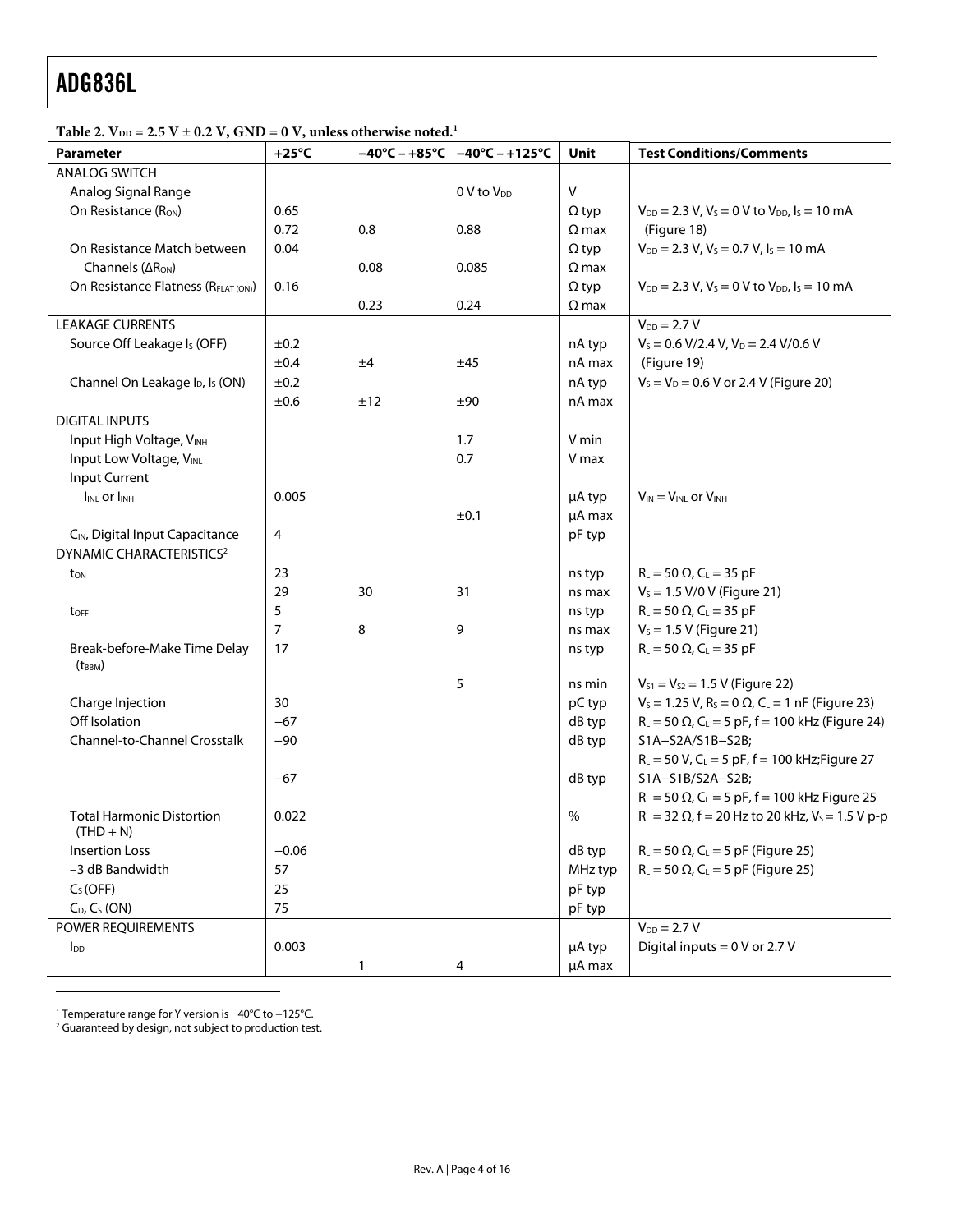**Table 2. $V_{DD}$ = 2.5 V ± 0.2 V, GND = 0 V, unless otherwise noted.**[1]

| Parameter | +25°C | −40°C – +85°C | −40°C – +125°C | Unit | Test Conditions/Comments |
|---|---|---|---|---|---|
| ANALOG SWITCH | | | | | |
| Analog Signal Range | | | 0 V to $V_{DD}$ | V | |
| On Resistance ($R_{ON}$) | 0.65 | | | Ω typ | $V_{DD}$ = 2.3 V, $V_S$ = 0 V to $V_{DD}$, $I_S$ = 10 mA |
| | 0.72 | 0.8 | 0.88 | Ω max | (Figure 18) |
| On Resistance Match between Channels ($\Delta R_{ON}$) | 0.04 | | | Ω typ | $V_{DD}$ = 2.3 V, $V_S$ = 0.7 V, $I_S$ = 10 mA |
| | | 0.08 | 0.085 | Ω max | |
| On Resistance Flatness ($R_{FLAT(ON)}$) | 0.16 | | | Ω typ | $V_{DD}$ = 2.3 V, $V_S$ = 0 V to $V_{DD}$, $I_S$ = 10 mA |
| | | 0.23 | 0.24 | Ω max | |
| LEAKAGE CURRENTS | | | | | $V_{DD}$ = 2.7 V |
| Source Off Leakage $I_S$ (OFF) | ±0.2 | | | nA typ | $V_S$ = 0.6 V/2.4 V, $V_D$ = 2.4 V/0.6 V |
| | ±0.4 | ±4 | ±45 | nA max | (Figure 19) |
| Channel On Leakage $I_D$, $I_S$ (ON) | ±0.2 | | | nA typ | $V_S$ = $V_D$ = 0.6 V or 2.4 V (Figure 20) |
| | ±0.6 | ±12 | ±90 | nA max | |
| DIGITAL INPUTS | | | | | |
| Input High Voltage, $V_{INH}$ | | | 1.7 | V min | |
| Input Low Voltage, $V_{INL}$ | | | 0.7 | V max | |
| Input Current | | | | | |
| $I_{INL}$ or $I_{INH}$ | 0.005 | | | μA typ | $V_{IN}$ = $V_{INL}$ or $V_{INH}$ |
| | | | ±0.1 | μA max | |
| $C_{IN}$, Digital Input Capacitance | 4 | | | pF typ | |
| DYNAMIC CHARACTERISTICS[2] | | | | | |
| $t_{ON}$ | 23 | | | ns typ | $R_L$ = 50 Ω, $C_L$ = 35 pF |
| | 29 | 30 | 31 | ns max | $V_S$ = 1.5 V/0 V (Figure 21) |
| $t_{OFF}$ | 5 | | | ns typ | $R_L$ = 50 Ω, $C_L$ = 35 pF |
| | 7 | 8 | 9 | ns max | $V_S$ = 1.5 V (Figure 21) |
| Break-before-Make Time Delay ($t_{BBM}$) | 17 | | | ns typ | $R_L$ = 50 Ω, $C_L$ = 35 pF |
| | | | 5 | ns min | $V_{S1}$ = $V_{S2}$ = 1.5 V (Figure 22) |
| Charge Injection | 30 | | | pC typ | $V_S$ = 1.25 V, $R_S$ = 0 Ω, $C_L$ = 1 nF (Figure 23) |
| Off Isolation | −67 | | | dB typ | $R_L$ = 50 Ω, $C_L$ = 5 pF, f = 100 kHz (Figure 24) |
| Channel-to-Channel Crosstalk | −90 | | | dB typ | S1A−S2A/S1B−S2B; $R_L$ = 50 V, $C_L$ = 5 pF, f = 100 kHz;Figure 27 |
| | −67 | | | dB typ | S1A−S1B/S2A−S2B; $R_L$ = 50 Ω, $C_L$ = 5 pF, f = 100 kHz Figure 25 |
| Total Harmonic Distortion (THD + N) | 0.022 | | | % | $R_L$ = 32 Ω, f = 20 Hz to 20 kHz, $V_S$ = 1.5 V p-p |
| Insertion Loss | −0.06 | | | dB typ | $R_L$ = 50 Ω, $C_L$ = 5 pF (Figure 25) |
| −3 dB Bandwidth | 57 | | | MHz typ | $R_L$ = 50 Ω, $C_L$ = 5 pF (Figure 25) |
| $C_S$ (OFF) | 25 | | | pF typ | |
| $C_D$, $C_S$ (ON) | 75 | | | pF typ | |
| POWER REQUIREMENTS | | | | | $V_{DD}$ = 2.7 V |
| $I_{DD}$ | 0.003 | | | μA typ | Digital inputs = 0 V or 2.7 V |
| | | 1 | 4 | μA max | |

[1] Temperature range for Y version is −40°C to +125°C.
[2] Guaranteed by design, not subject to production test.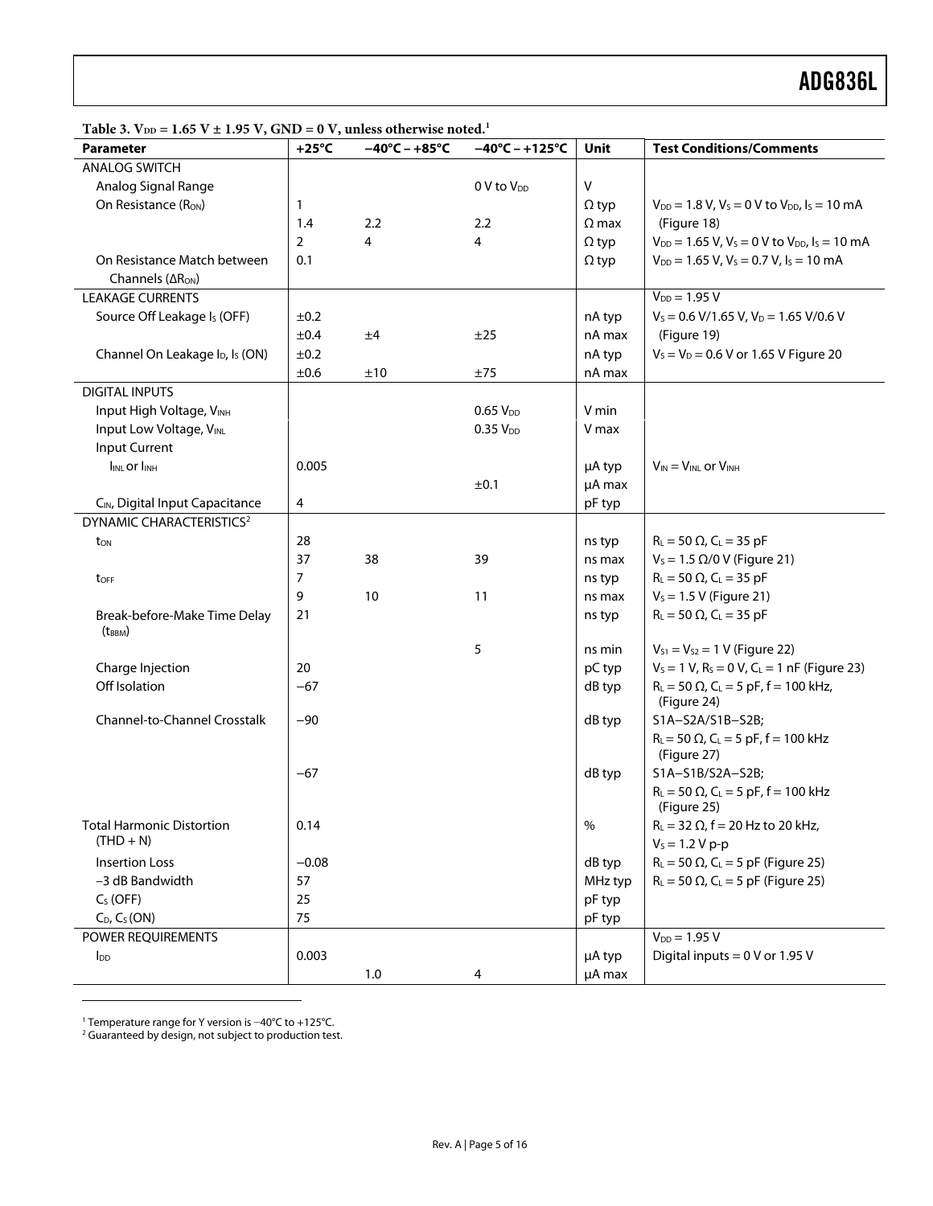**Table 3. $V_{DD}$ = 1.65 V ± 1.95 V, GND = 0 V, unless otherwise noted.[1]**

| Parameter | +25°C | −40°C – +85°C | −40°C – +125°C | Unit | Test Conditions/Comments |
|---|---|---|---|---|---|
| ANALOG SWITCH | | | | | |
| Analog Signal Range | | | 0 V to $V_{DD}$ | V | |
| On Resistance ($R_{ON}$) | 1 | | | Ω typ | $V_{DD}$ = 1.8 V, $V_S$ = 0 V to $V_{DD}$, $I_S$ = 10 mA |
| | 1.4 | 2.2 | 2.2 | Ω max | (Figure 18) |
| | 2 | 4 | 4 | Ω typ | $V_{DD}$ = 1.65 V, $V_S$ = 0 V to $V_{DD}$, $I_S$ = 10 mA |
| On Resistance Match between Channels ($\Delta R_{ON}$) | 0.1 | | | Ω typ | $V_{DD}$ = 1.65 V, $V_S$ = 0.7 V, $I_S$ = 10 mA |
| LEAKAGE CURRENTS | | | | | $V_{DD}$ = 1.95 V |
| Source Off Leakage $I_S$ (OFF) | ±0.2 | | | nA typ | $V_S$ = 0.6 V/1.65 V, $V_D$ = 1.65 V/0.6 V |
| | ±0.4 | ±4 | ±25 | nA max | (Figure 19) |
| Channel On Leakage $I_D$, $I_S$ (ON) | ±0.2 | | | nA typ | $V_S$ = $V_D$ = 0.6 V or 1.65 V Figure 20 |
| | ±0.6 | ±10 | ±75 | nA max | |
| DIGITAL INPUTS | | | | | |
| Input High Voltage, $V_{INH}$ | | | 0.65 $V_{DD}$ | V min | |
| Input Low Voltage, $V_{INL}$ | | | 0.35 $V_{DD}$ | V max | |
| Input Current | | | | | |
| $I_{INL}$ or $I_{INH}$ | 0.005 | | | μA typ | $V_{IN}$ = $V_{INL}$ or $V_{INH}$ |
| | | | ±0.1 | μA max | |
| $C_{IN}$, Digital Input Capacitance | 4 | | | pF typ | |
| DYNAMIC CHARACTERISTICS[2] | | | | | |
| $t_{ON}$ | 28 | | | ns typ | $R_L$ = 50 Ω, $C_L$ = 35 pF |
| | 37 | 38 | 39 | ns max | $V_S$ = 1.5 Ω/0 V (Figure 21) |
| $t_{OFF}$ | 7 | | | ns typ | $R_L$ = 50 Ω, $C_L$ = 35 pF |
| | 9 | 10 | 11 | ns max | $V_S$ = 1.5 V (Figure 21) |
| Break-before-Make Time Delay ($t_{BBM}$) | 21 | | | ns typ | $R_L$ = 50 Ω, $C_L$ = 35 pF |
| | | | 5 | ns min | $V_{S1}$ = $V_{S2}$ = 1 V (Figure 22) |
| Charge Injection | 20 | | | pC typ | $V_S$ = 1 V, $R_S$ = 0 V, $C_L$ = 1 nF (Figure 23) |
| Off Isolation | −67 | | | dB typ | $R_L$ = 50 Ω, $C_L$ = 5 pF, f = 100 kHz, (Figure 24) |
| Channel-to-Channel Crosstalk | −90 | | | dB typ | S1A–S2A/S1B–S2B; $R_L$ = 50 Ω, $C_L$ = 5 pF, f = 100 kHz (Figure 27) |
| | −67 | | | dB typ | S1A–S1B/S2A–S2B; $R_L$ = 50 Ω, $C_L$ = 5 pF, f = 100 kHz (Figure 25) |
| Total Harmonic Distortion (THD + N) | 0.14 | | | % | $R_L$ = 32 Ω, f = 20 Hz to 20 kHz, $V_S$ = 1.2 V p-p |
| Insertion Loss | −0.08 | | | dB typ | $R_L$ = 50 Ω, $C_L$ = 5 pF (Figure 25) |
| −3 dB Bandwidth | 57 | | | MHz typ | $R_L$ = 50 Ω, $C_L$ = 5 pF (Figure 25) |
| $C_S$ (OFF) | 25 | | | pF typ | |
| $C_D$, $C_S$ (ON) | 75 | | | pF typ | |
| POWER REQUIREMENTS | | | | | $V_{DD}$ = 1.95 V |
| $I_{DD}$ | 0.003 | | | μA typ | Digital inputs = 0 V or 1.95 V |
| | | 1.0 | 4 | μA max | |

[1] Temperature range for Y version is −40°C to +125°C.
[2] Guaranteed by design, not subject to production test.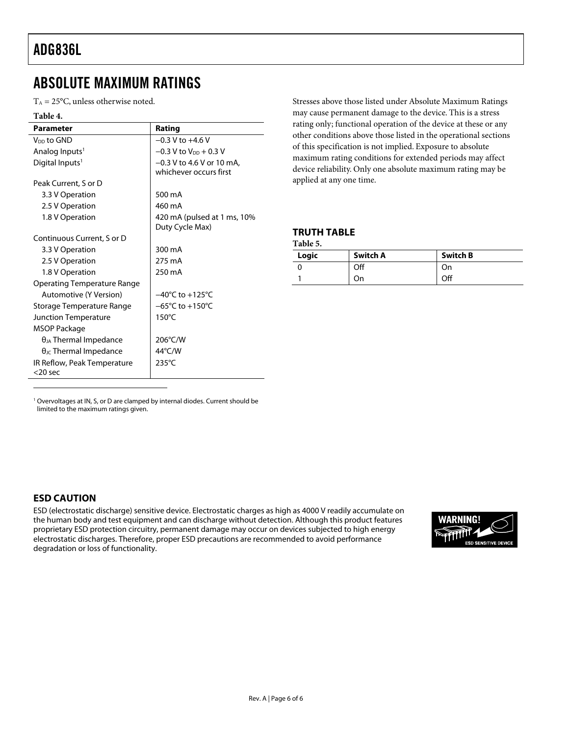## ABSOLUTE MAXIMUM RATINGS

$T_A$ = 25°C, unless otherwise noted.

**Table 4.**

| Parameter | Rating |
|---|---|
| $V_{DD}$ to GND | −0.3 V to +4.6 V |
| Analog Inputs[1] | −0.3 V to $V_{DD}$ + 0.3 V |
| Digital Inputs[1] | −0.3 V to 4.6 V or 10 mA, whichever occurs first |
| Peak Current, S or D | |
| 3.3 V Operation | 500 mA |
| 2.5 V Operation | 460 mA |
| 1.8 V Operation | 420 mA (pulsed at 1 ms, 10% Duty Cycle Max) |
| Continuous Current, S or D | |
| 3.3 V Operation | 300 mA |
| 2.5 V Operation | 275 mA |
| 1.8 V Operation | 250 mA |
| Operating Temperature Range | |
| Automotive (Y Version) | −40°C to +125°C |
| Storage Temperature Range | −65°C to +150°C |
| Junction Temperature | 150°C |
| MSOP Package | |
| $\theta_{JA}$ Thermal Impedance | 206°C/W |
| $\theta_{JC}$ Thermal Impedance | 44°C/W |
| IR Reflow, Peak Temperature <20 sec | 235°C |

[1] Overvoltages at IN, S, or D are clamped by internal diodes. Current should be limited to the maximum ratings given.

Stresses above those listed under Absolute Maximum Ratings may cause permanent damage to the device. This is a stress rating only; functional operation of the device at these or any other conditions above those listed in the operational sections of this specification is not implied. Exposure to absolute maximum rating conditions for extended periods may affect device reliability. Only one absolute maximum rating may be applied at any one time.

### TRUTH TABLE

**Table 5.**

| Logic | Switch A | Switch B |
|---|---|---|
| 0 | Off | On |
| 1 | On | Off |

### ESD CAUTION

ESD (electrostatic discharge) sensitive device. Electrostatic charges as high as 4000 V readily accumulate on the human body and test equipment and can discharge without detection. Although this product features proprietary ESD protection circuitry, permanent damage may occur on devices subjected to high energy electrostatic discharges. Therefore, proper ESD precautions are recommended to avoid performance degradation or loss of functionality.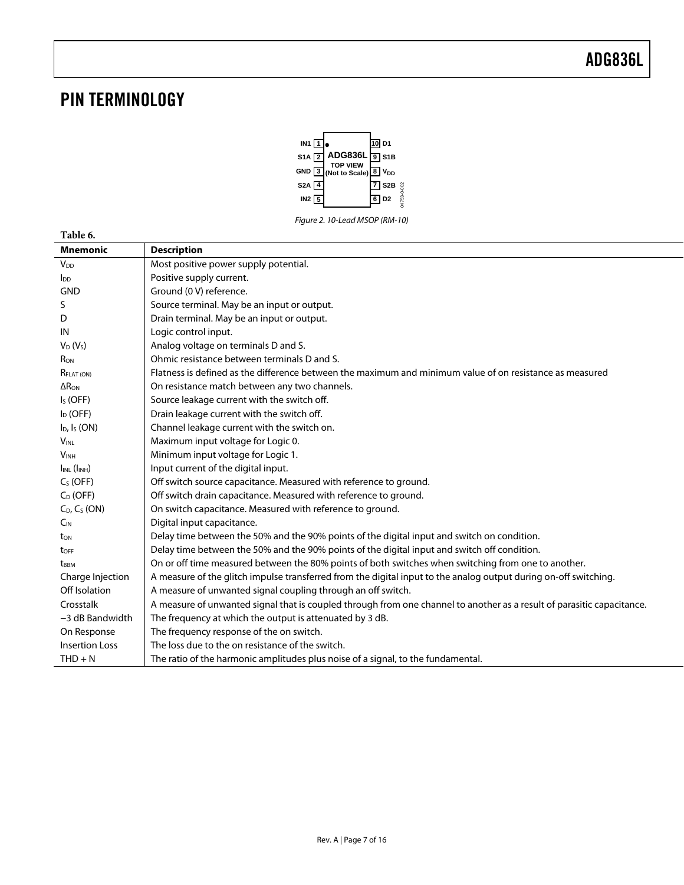# PIN TERMINOLOGY

| Pin | Name | Pin | Name |
|---|---|---|---|
| 1 | IN1 | 10 | D1 |
| 2 | S1A | 9 | S1B |
| 3 | GND | 8 | $V_{DD}$ |
| 4 | S2A | 7 | S2B |
| 5 | IN2 | 6 | D2 |

ADG836L TOP VIEW (Not to Scale)

*Figure 2. 10-Lead MSOP (RM-10)*

**Table 6.**

| Mnemonic | Description |
|---|---|
| $V_{DD}$ | Most positive power supply potential. |
| $I_{DD}$ | Positive supply current. |
| GND | Ground (0 V) reference. |
| S | Source terminal. May be an input or output. |
| D | Drain terminal. May be an input or output. |
| IN | Logic control input. |
| $V_D$ ($V_S$) | Analog voltage on terminals D and S. |
| $R_{ON}$ | Ohmic resistance between terminals D and S. |
| $R_{FLAT (ON)}$ | Flatness is defined as the difference between the maximum and minimum value of on resistance as measured |
| $\Delta R_{ON}$ | On resistance match between any two channels. |
| $I_S$ (OFF) | Source leakage current with the switch off. |
| $I_D$ (OFF) | Drain leakage current with the switch off. |
| $I_D$, $I_S$ (ON) | Channel leakage current with the switch on. |
| $V_{INL}$ | Maximum input voltage for Logic 0. |
| $V_{INH}$ | Minimum input voltage for Logic 1. |
| $I_{INL}$ ($I_{INH}$) | Input current of the digital input. |
| $C_S$ (OFF) | Off switch source capacitance. Measured with reference to ground. |
| $C_D$ (OFF) | Off switch drain capacitance. Measured with reference to ground. |
| $C_D$, $C_S$ (ON) | On switch capacitance. Measured with reference to ground. |
| $C_{IN}$ | Digital input capacitance. |
| $t_{ON}$ | Delay time between the 50% and the 90% points of the digital input and switch on condition. |
| $t_{OFF}$ | Delay time between the 50% and the 90% points of the digital input and switch off condition. |
| $t_{BBM}$ | On or off time measured between the 80% points of both switches when switching from one to another. |
| Charge Injection | A measure of the glitch impulse transferred from the digital input to the analog output during on-off switching. |
| Off Isolation | A measure of unwanted signal coupling through an off switch. |
| Crosstalk | A measure of unwanted signal that is coupled through from one channel to another as a result of parasitic capacitance. |
| −3 dB Bandwidth | The frequency at which the output is attenuated by 3 dB. |
| On Response | The frequency response of the on switch. |
| Insertion Loss | The loss due to the on resistance of the switch. |
| THD + N | The ratio of the harmonic amplitudes plus noise of a signal, to the fundamental. |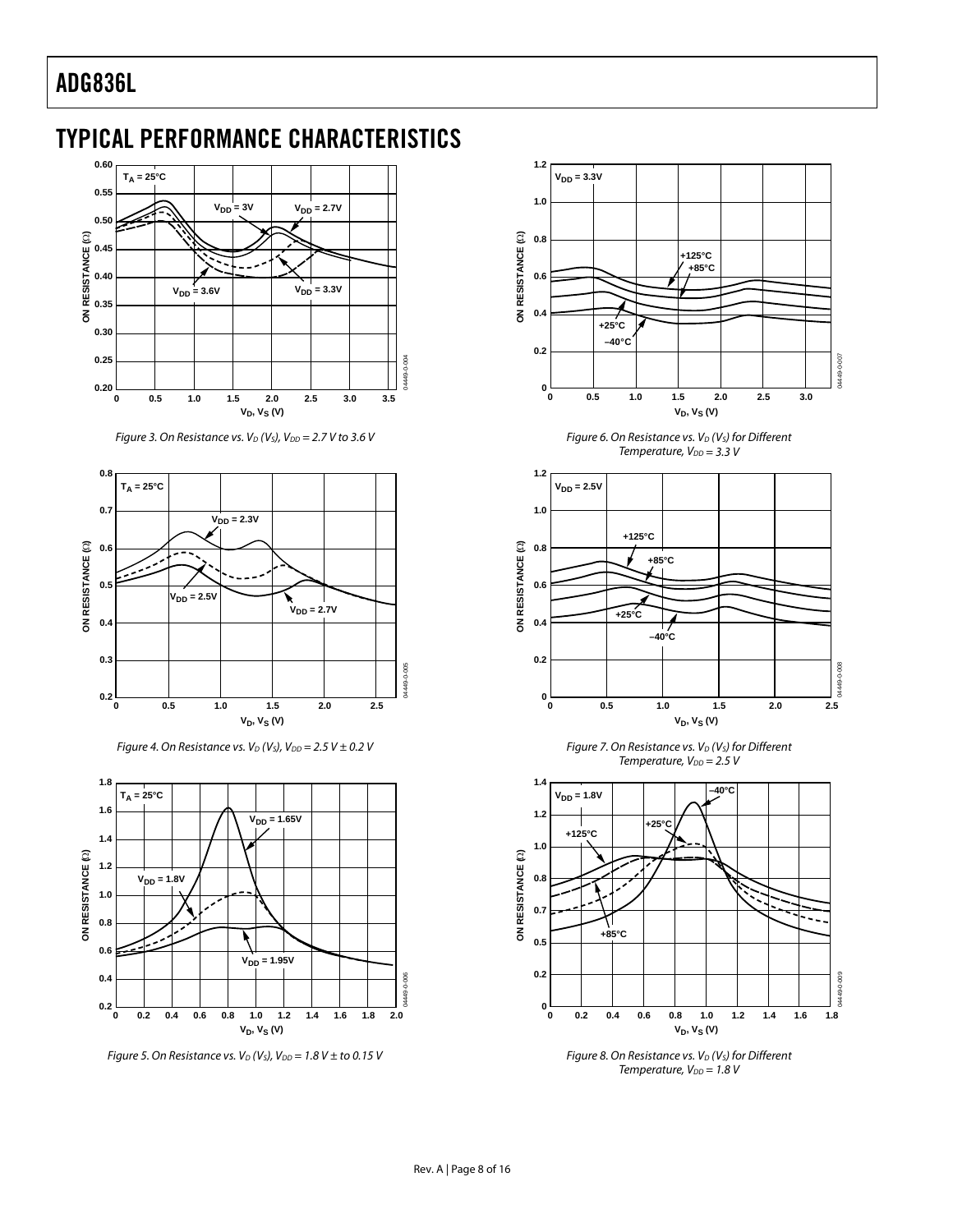## TYPICAL PERFORMANCE CHARACTERISTICS

Figure 3. On Resistance vs. $V_D$ ($V_S$), $V_{DD}$ = 2.7 V to 3.6 V

Figure 4. On Resistance vs. $V_D$ ($V_S$), $V_{DD}$ = 2.5 V ± 0.2 V

Figure 5. On Resistance vs. $V_D$ ($V_S$), $V_{DD}$ = 1.8 V ± to 0.15 V

Figure 6. On Resistance vs. $V_D$ ($V_S$) for Different Temperature, $V_{DD}$ = 3.3 V

Figure 7. On Resistance vs. $V_D$ ($V_S$) for Different Temperature, $V_{DD}$ = 2.5 V

Figure 8. On Resistance vs. $V_D$ ($V_S$) for Different Temperature, $V_{DD}$ = 1.8 V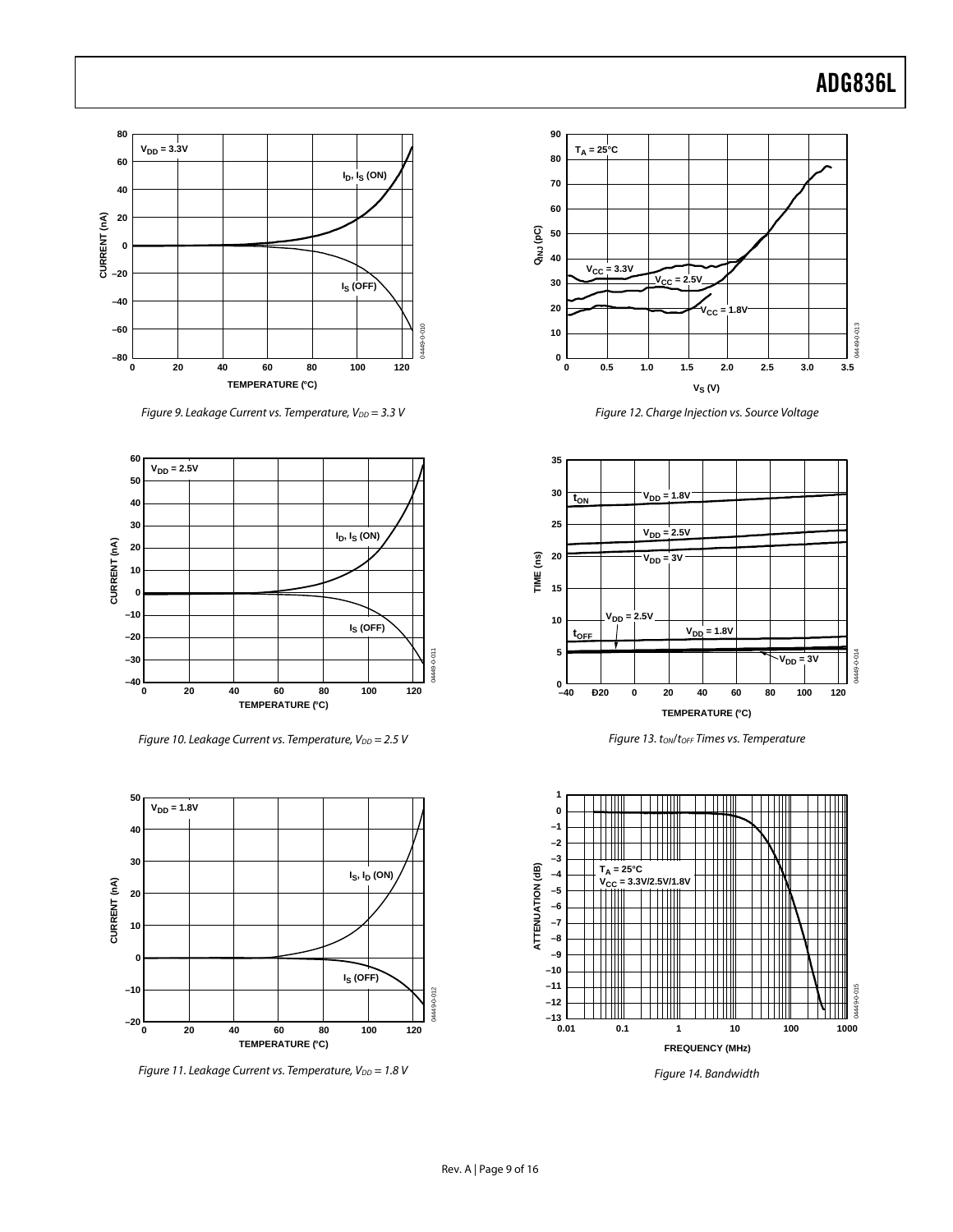Figure 9. Leakage Current vs. Temperature, $V_{DD}$ = 3.3 V

Figure 10. Leakage Current vs. Temperature, $V_{DD}$ = 2.5 V

Figure 11. Leakage Current vs. Temperature, $V_{DD}$ = 1.8 V

Figure 12. Charge Injection vs. Source Voltage

Figure 13. $t_{ON}$/$t_{OFF}$ Times vs. Temperature

Figure 14. Bandwidth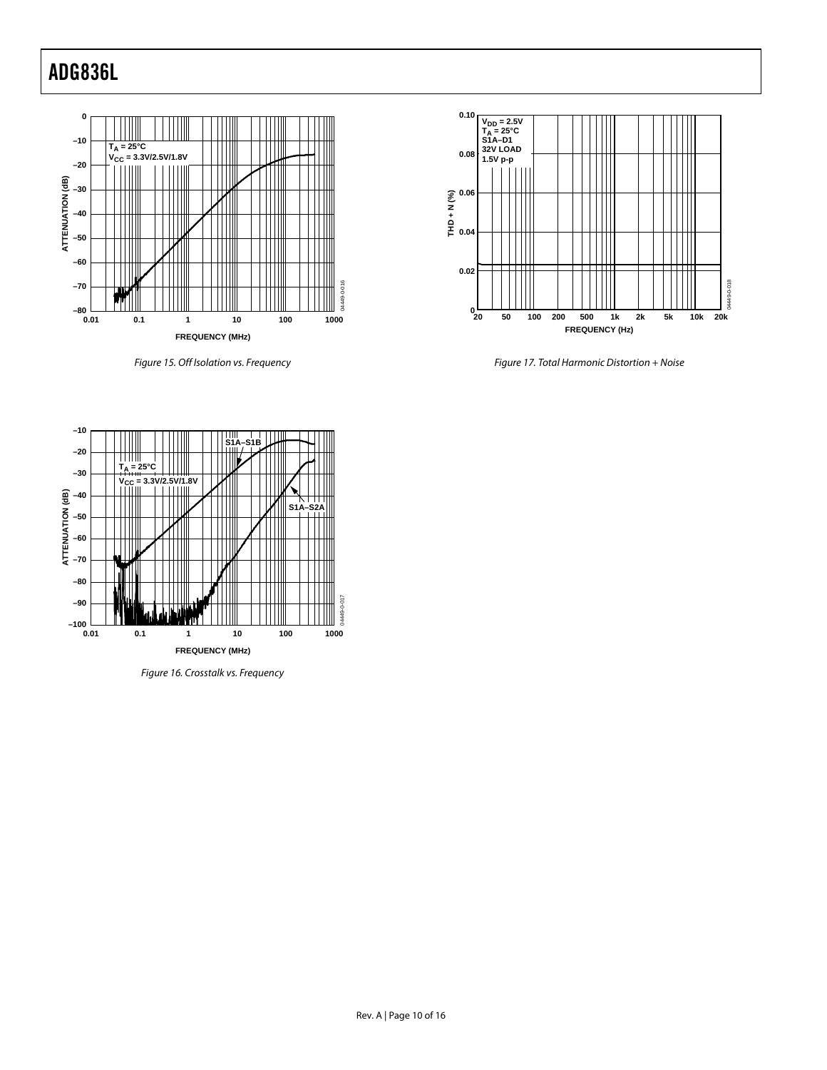Figure 15. Off Isolation vs. Frequency

Figure 16. Crosstalk vs. Frequency

Figure 17. Total Harmonic Distortion + Noise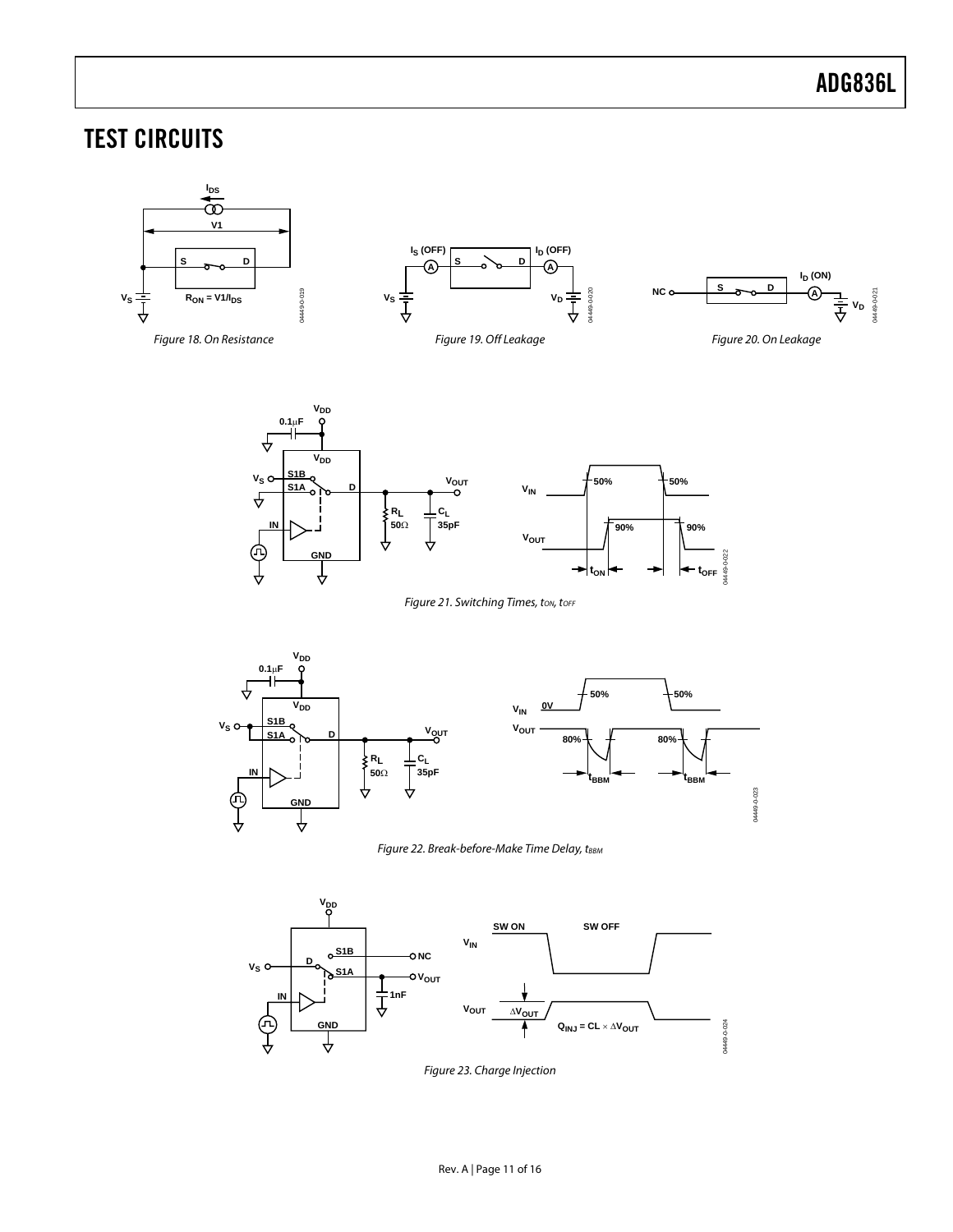# TEST CIRCUITS

Figure 18. On Resistance

Figure 19. Off Leakage

Figure 20. On Leakage

Figure 21. Switching Times, $t_{ON}$, $t_{OFF}$

Figure 22. Break-before-Make Time Delay, $t_{BBM}$

Figure 23. Charge Injection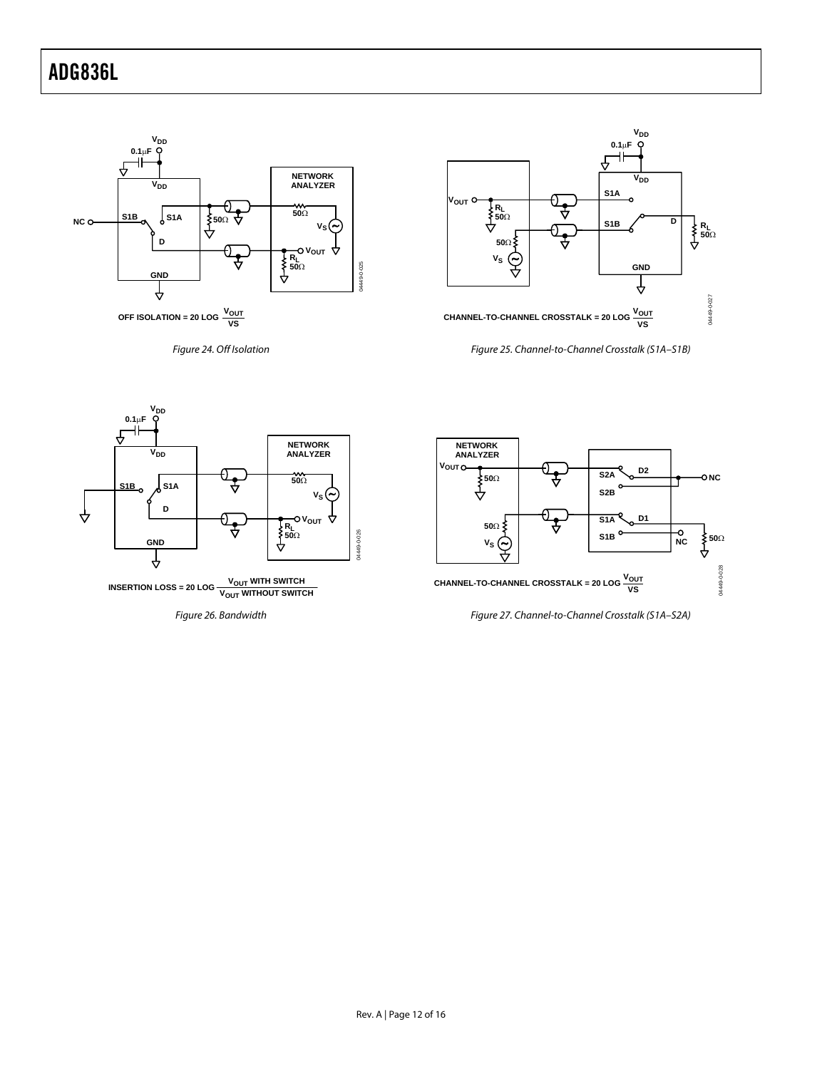$$\text{OFF ISOLATION} = 20 \log \frac{V_{OUT}}{VS}$$

*Figure 24. Off Isolation*

$$\text{CHANNEL-TO-CHANNEL CROSSTALK} = 20 \log \frac{V_{OUT}}{VS}$$

*Figure 25. Channel-to-Channel Crosstalk (S1A–S1B)*

$$\text{INSERTION LOSS} = 20 \log \frac{V_{OUT} \text{ WITH SWITCH}}{V_{OUT} \text{ WITHOUT SWITCH}}$$

*Figure 26. Bandwidth*

$$\text{CHANNEL-TO-CHANNEL CROSSTALK} = 20 \log \frac{V_{OUT}}{VS}$$

*Figure 27. Channel-to-Channel Crosstalk (S1A–S2A)*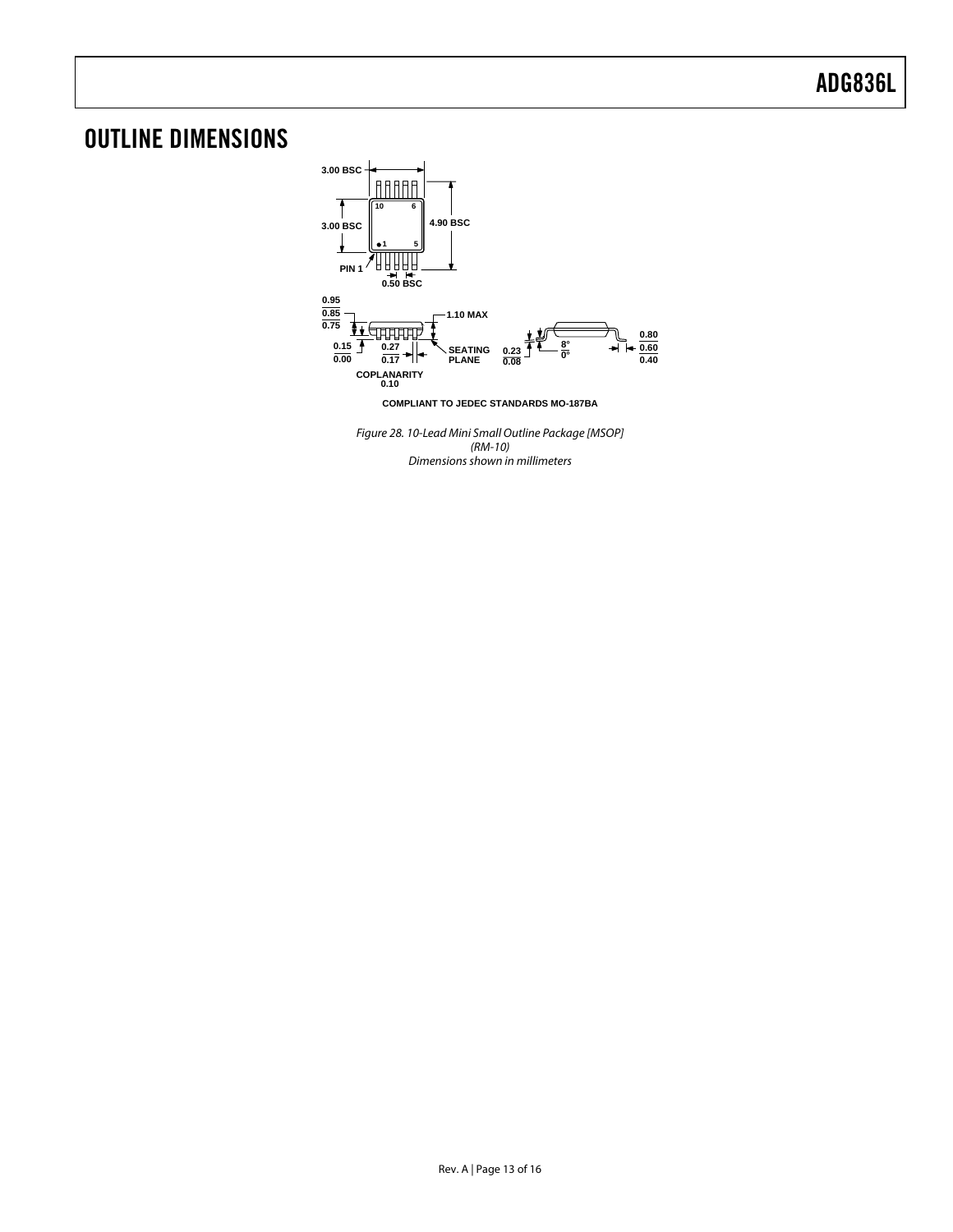# OUTLINE DIMENSIONS

3.00 BSC

3.00 BSC

4.90 BSC

PIN 1

0.50 BSC

0.95
0.85
0.75

1.10 MAX

0.15
0.00

0.27
0.17

SEATING PLANE

0.23
0.08

8°
0°

0.80
0.60
0.40

COPLANARITY
0.10

COMPLIANT TO JEDEC STANDARDS MO-187BA

*Figure 28. 10-Lead Mini Small Outline Package [MSOP] (RM-10) Dimensions shown in millimeters*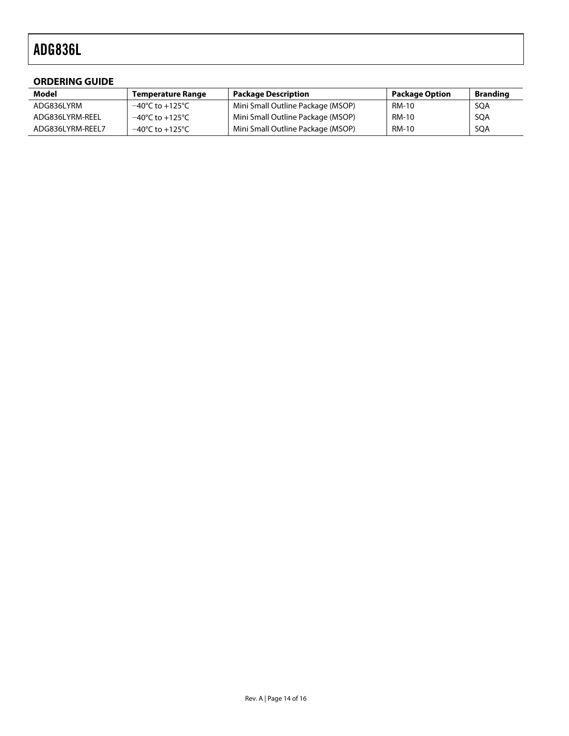## ORDERING GUIDE

| Model | Temperature Range | Package Description | Package Option | Branding |
|---|---|---|---|---|
| ADG836LYRM | −40°C to +125°C | Mini Small Outline Package (MSOP) | RM-10 | SQA |
| ADG836LYRM-REEL | −40°C to +125°C | Mini Small Outline Package (MSOP) | RM-10 | SQA |
| ADG836LYRM-REEL7 | −40°C to +125°C | Mini Small Outline Package (MSOP) | RM-10 | SQA |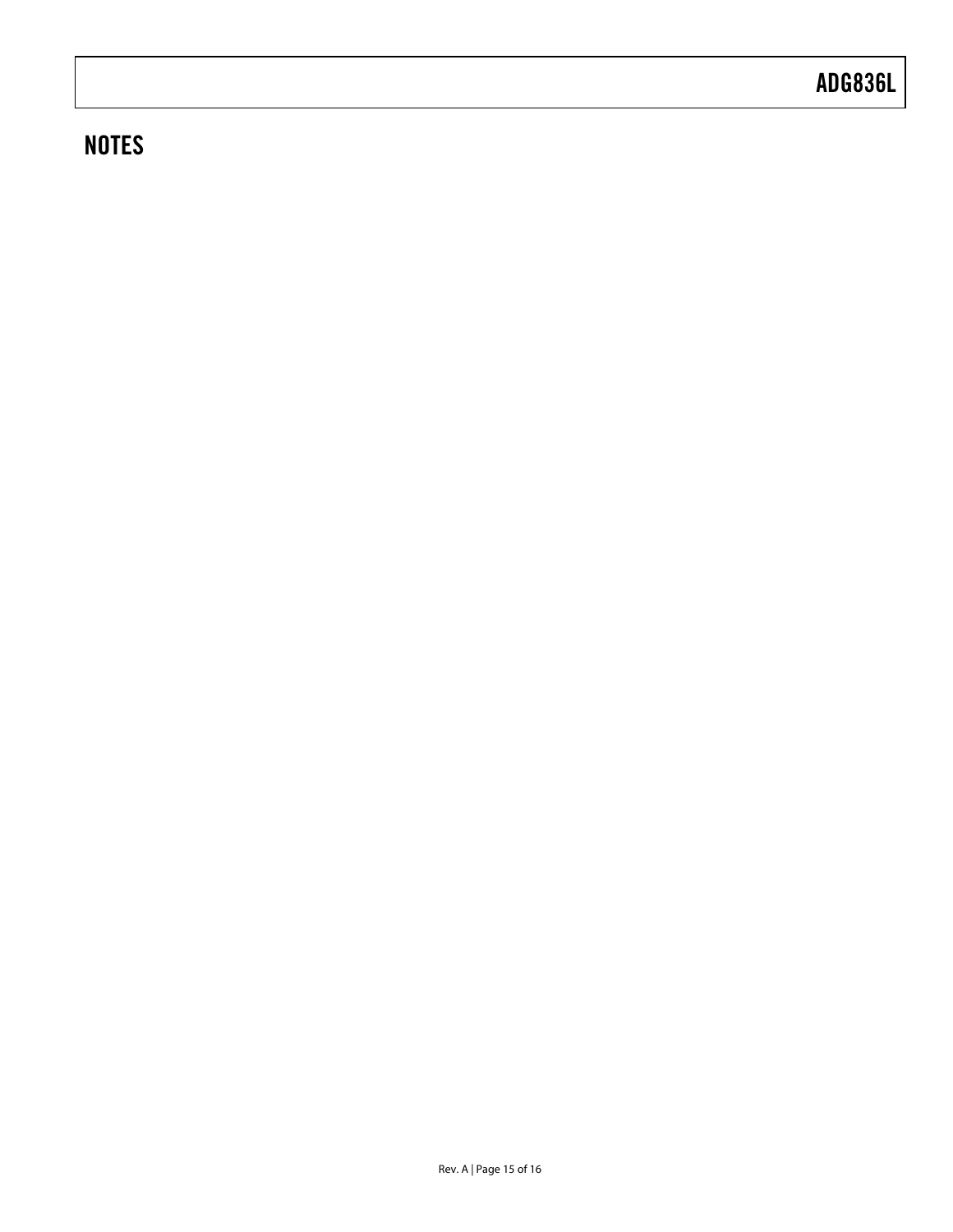## NOTES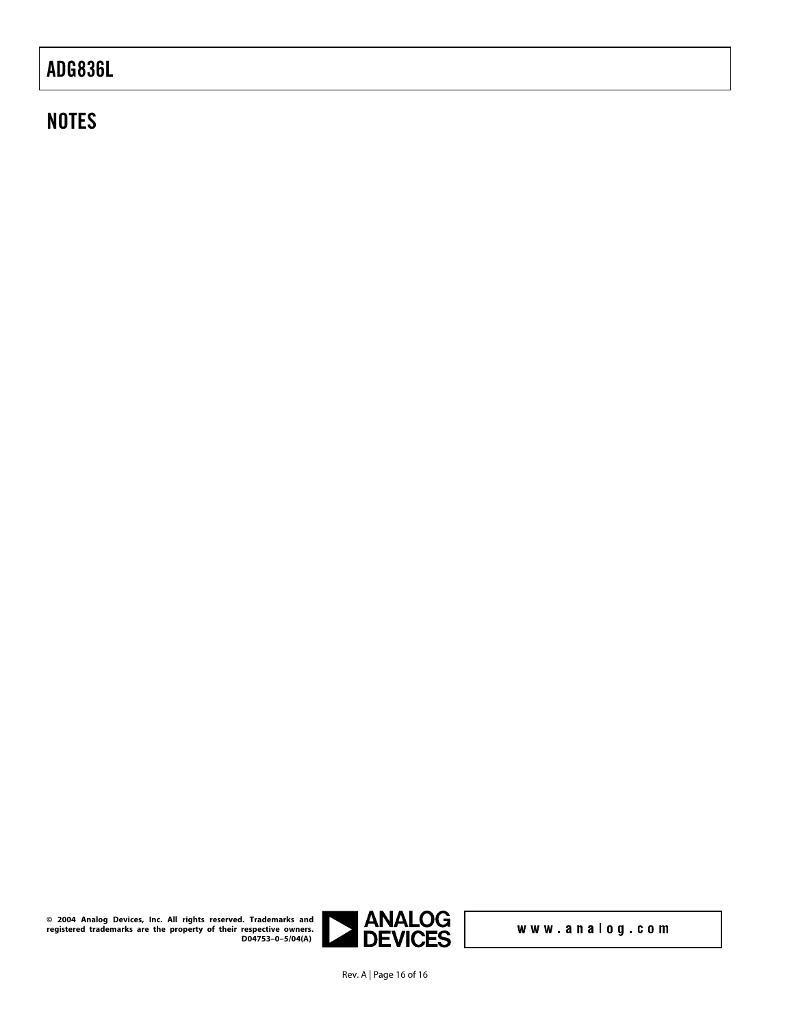## NOTES

© 2004 Analog Devices, Inc. All rights reserved. Trademarks and registered trademarks are the property of their respective owners.
D04753–0–5/04(A)

www.analog.com